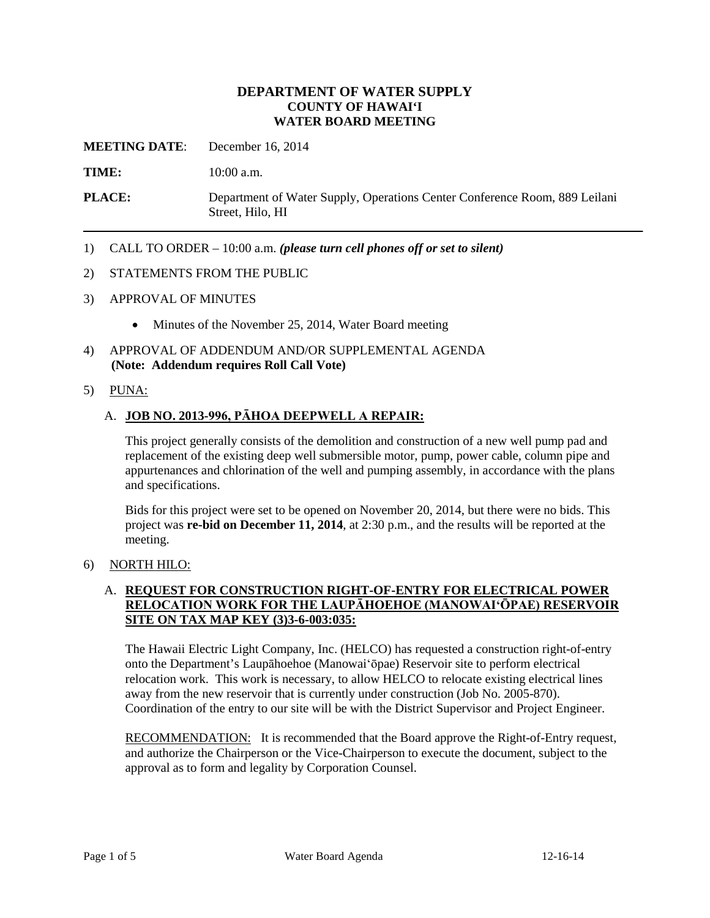**DEPARTMENT OF WATER SUPPLY**
**COUNTY OF HAWAIʻI**
**WATER BOARD MEETING**

**MEETING DATE**: December 16, 2014

**TIME:** 10:00 a.m.

**PLACE:** Department of Water Supply, Operations Center Conference Room, 889 Leilani Street, Hilo, HI

---

1) CALL TO ORDER – 10:00 a.m. ***(please turn cell phones off or set to silent)***

2) STATEMENTS FROM THE PUBLIC

3) APPROVAL OF MINUTES

   - Minutes of the November 25, 2014, Water Board meeting

4) APPROVAL OF ADDENDUM AND/OR SUPPLEMENTAL AGENDA
   **(Note: Addendum requires Roll Call Vote)**

5) PUNA:

   A. **JOB NO. 2013-996, PĀHOA DEEPWELL A REPAIR:**

   This project generally consists of the demolition and construction of a new well pump pad and replacement of the existing deep well submersible motor, pump, power cable, column pipe and appurtenances and chlorination of the well and pumping assembly, in accordance with the plans and specifications.

   Bids for this project were set to be opened on November 20, 2014, but there were no bids. This project was **re-bid on December 11, 2014**, at 2:30 p.m., and the results will be reported at the meeting.

6) NORTH HILO:

   A. **REQUEST FOR CONSTRUCTION RIGHT-OF-ENTRY FOR ELECTRICAL POWER RELOCATION WORK FOR THE LAUPĀHOEHOE (MANOWAIʻŌPAE) RESERVOIR SITE ON TAX MAP KEY (3)3-6-003:035:**

   The Hawaii Electric Light Company, Inc. (HELCO) has requested a construction right-of-entry onto the Department's Laupāhoehoe (Manowaiʻōpae) Reservoir site to perform electrical relocation work. This work is necessary, to allow HELCO to relocate existing electrical lines away from the new reservoir that is currently under construction (Job No. 2005-870). Coordination of the entry to our site will be with the District Supervisor and Project Engineer.

   RECOMMENDATION: It is recommended that the Board approve the Right-of-Entry request, and authorize the Chairperson or the Vice-Chairperson to execute the document, subject to the approval as to form and legality by Corporation Counsel.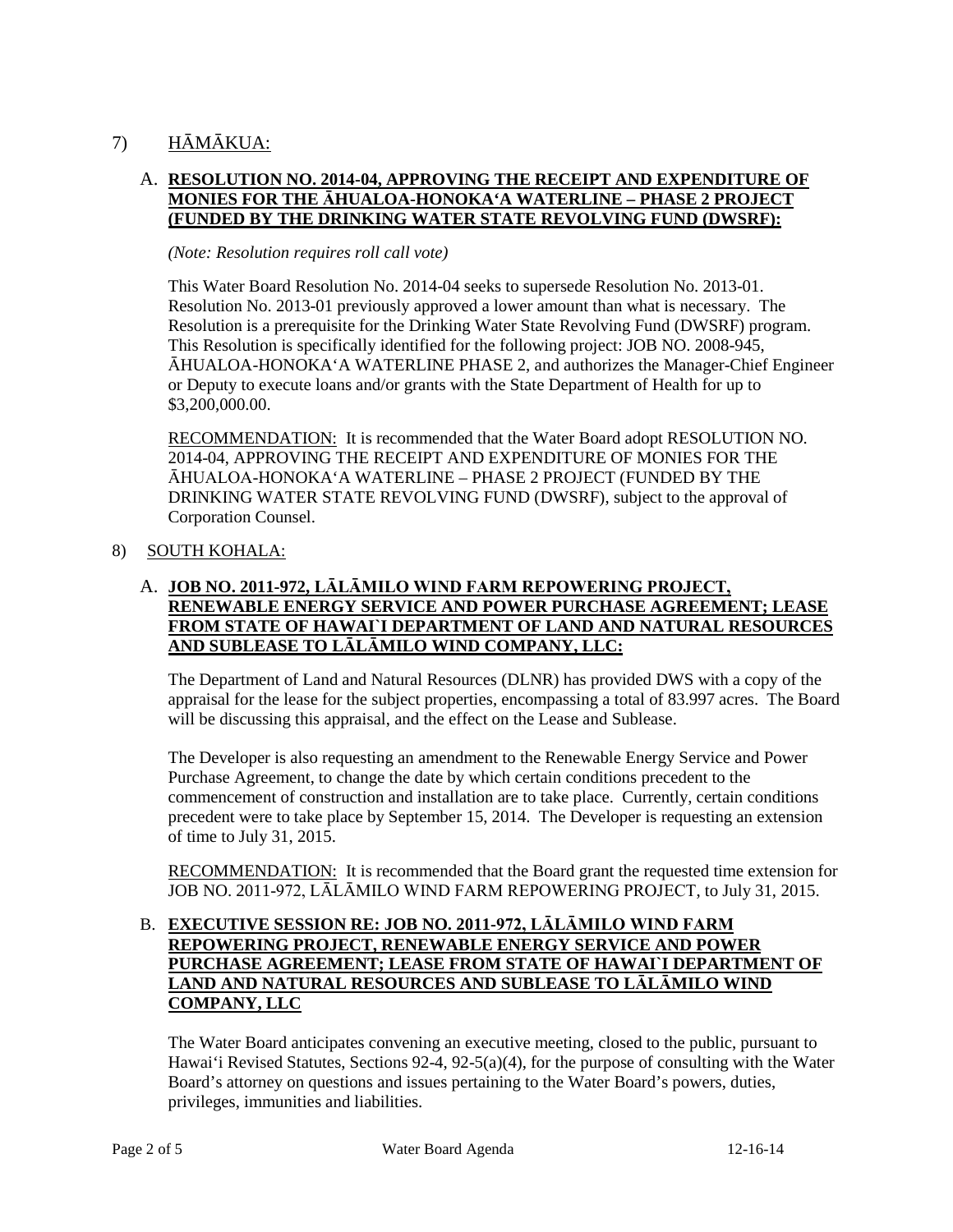7) <u>HĀMĀKUA:</u>

A. **<u>RESOLUTION NO. 2014-04, APPROVING THE RECEIPT AND EXPENDITURE OF MONIES FOR THE ĀHUALOA-HONOKA'A WATERLINE – PHASE 2 PROJECT (FUNDED BY THE DRINKING WATER STATE REVOLVING FUND (DWSRF):</u>**

*(Note: Resolution requires roll call vote)*

This Water Board Resolution No. 2014-04 seeks to supersede Resolution No. 2013-01. Resolution No. 2013-01 previously approved a lower amount than what is necessary. The Resolution is a prerequisite for the Drinking Water State Revolving Fund (DWSRF) program. This Resolution is specifically identified for the following project: JOB NO. 2008-945, ĀHUALOA-HONOKA'A WATERLINE PHASE 2, and authorizes the Manager-Chief Engineer or Deputy to execute loans and/or grants with the State Department of Health for up to $3,200,000.00.

<u>RECOMMENDATION:</u> It is recommended that the Water Board adopt RESOLUTION NO. 2014-04, APPROVING THE RECEIPT AND EXPENDITURE OF MONIES FOR THE ĀHUALOA-HONOKA'A WATERLINE – PHASE 2 PROJECT (FUNDED BY THE DRINKING WATER STATE REVOLVING FUND (DWSRF), subject to the approval of Corporation Counsel.

8) <u>SOUTH KOHALA:</u>

A. **<u>JOB NO. 2011-972, LĀLĀMILO WIND FARM REPOWERING PROJECT, RENEWABLE ENERGY SERVICE AND POWER PURCHASE AGREEMENT; LEASE FROM STATE OF HAWAI`I DEPARTMENT OF LAND AND NATURAL RESOURCES AND SUBLEASE TO LĀLĀMILO WIND COMPANY, LLC:</u>**

The Department of Land and Natural Resources (DLNR) has provided DWS with a copy of the appraisal for the lease for the subject properties, encompassing a total of 83.997 acres. The Board will be discussing this appraisal, and the effect on the Lease and Sublease.

The Developer is also requesting an amendment to the Renewable Energy Service and Power Purchase Agreement, to change the date by which certain conditions precedent to the commencement of construction and installation are to take place. Currently, certain conditions precedent were to take place by September 15, 2014. The Developer is requesting an extension of time to July 31, 2015.

<u>RECOMMENDATION:</u> It is recommended that the Board grant the requested time extension for JOB NO. 2011-972, LĀLĀMILO WIND FARM REPOWERING PROJECT, to July 31, 2015.

B. **<u>EXECUTIVE SESSION RE: JOB NO. 2011-972, LĀLĀMILO WIND FARM REPOWERING PROJECT, RENEWABLE ENERGY SERVICE AND POWER PURCHASE AGREEMENT; LEASE FROM STATE OF HAWAI`I DEPARTMENT OF LAND AND NATURAL RESOURCES AND SUBLEASE TO LĀLĀMILO WIND COMPANY, LLC</u>**

The Water Board anticipates convening an executive meeting, closed to the public, pursuant to Hawai'i Revised Statutes, Sections 92-4, 92-5(a)(4), for the purpose of consulting with the Water Board's attorney on questions and issues pertaining to the Water Board's powers, duties, privileges, immunities and liabilities.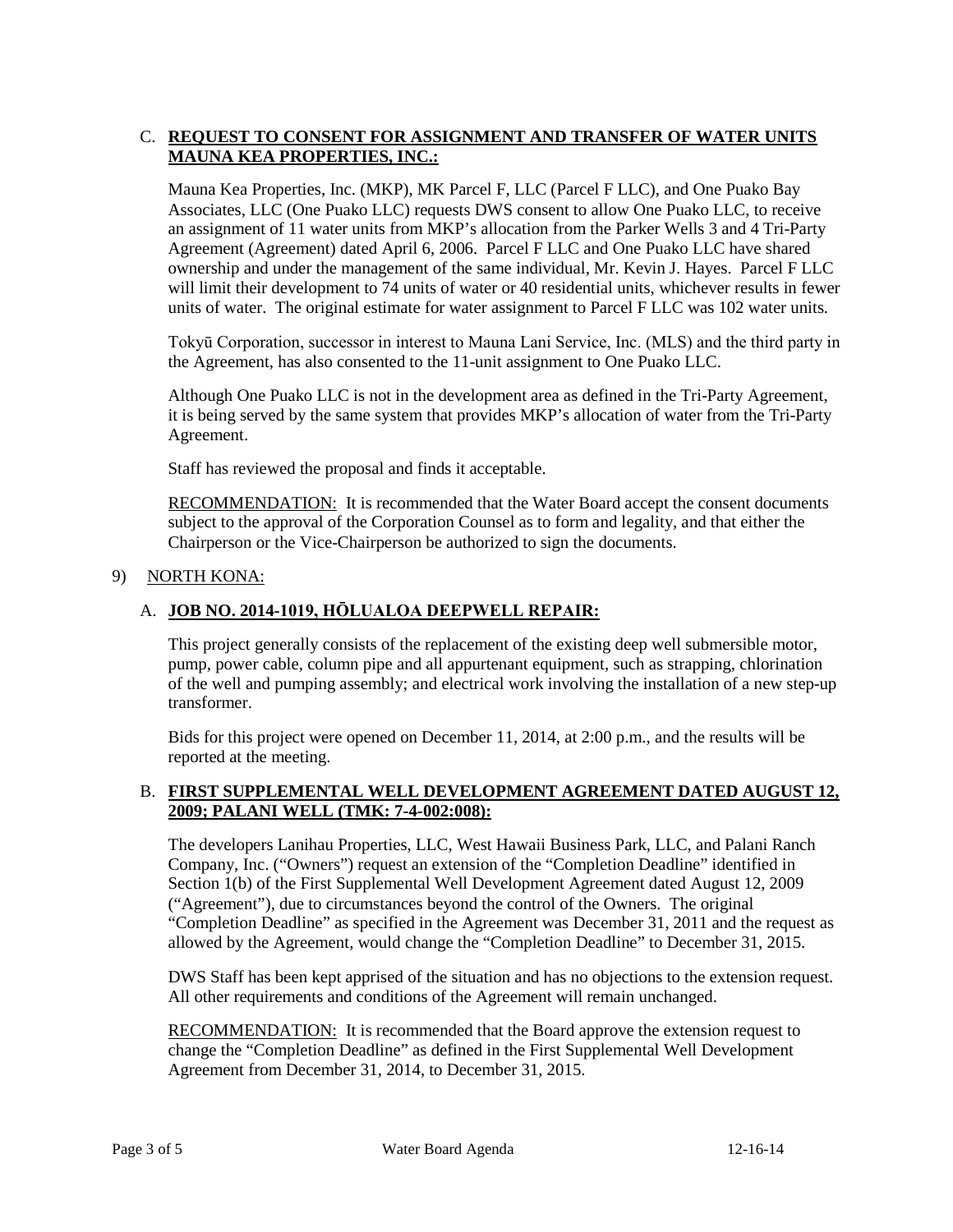C. **REQUEST TO CONSENT FOR ASSIGNMENT AND TRANSFER OF WATER UNITS MAUNA KEA PROPERTIES, INC.:**

Mauna Kea Properties, Inc. (MKP), MK Parcel F, LLC (Parcel F LLC), and One Puako Bay Associates, LLC (One Puako LLC) requests DWS consent to allow One Puako LLC, to receive an assignment of 11 water units from MKP's allocation from the Parker Wells 3 and 4 Tri-Party Agreement (Agreement) dated April 6, 2006. Parcel F LLC and One Puako LLC have shared ownership and under the management of the same individual, Mr. Kevin J. Hayes. Parcel F LLC will limit their development to 74 units of water or 40 residential units, whichever results in fewer units of water. The original estimate for water assignment to Parcel F LLC was 102 water units.

Tokyū Corporation, successor in interest to Mauna Lani Service, Inc. (MLS) and the third party in the Agreement, has also consented to the 11-unit assignment to One Puako LLC.

Although One Puako LLC is not in the development area as defined in the Tri-Party Agreement, it is being served by the same system that provides MKP's allocation of water from the Tri-Party Agreement.

Staff has reviewed the proposal and finds it acceptable.

RECOMMENDATION: It is recommended that the Water Board accept the consent documents subject to the approval of the Corporation Counsel as to form and legality, and that either the Chairperson or the Vice-Chairperson be authorized to sign the documents.

9) NORTH KONA:

A. **JOB NO. 2014-1019, HŌLUALOA DEEPWELL REPAIR:**

This project generally consists of the replacement of the existing deep well submersible motor, pump, power cable, column pipe and all appurtenant equipment, such as strapping, chlorination of the well and pumping assembly; and electrical work involving the installation of a new step-up transformer.

Bids for this project were opened on December 11, 2014, at 2:00 p.m., and the results will be reported at the meeting.

B. **FIRST SUPPLEMENTAL WELL DEVELOPMENT AGREEMENT DATED AUGUST 12, 2009; PALANI WELL (TMK: 7-4-002:008):**

The developers Lanihau Properties, LLC, West Hawaii Business Park, LLC, and Palani Ranch Company, Inc. ("Owners") request an extension of the "Completion Deadline" identified in Section 1(b) of the First Supplemental Well Development Agreement dated August 12, 2009 ("Agreement"), due to circumstances beyond the control of the Owners. The original "Completion Deadline" as specified in the Agreement was December 31, 2011 and the request as allowed by the Agreement, would change the "Completion Deadline" to December 31, 2015.

DWS Staff has been kept apprised of the situation and has no objections to the extension request. All other requirements and conditions of the Agreement will remain unchanged.

RECOMMENDATION: It is recommended that the Board approve the extension request to change the "Completion Deadline" as defined in the First Supplemental Well Development Agreement from December 31, 2014, to December 31, 2015.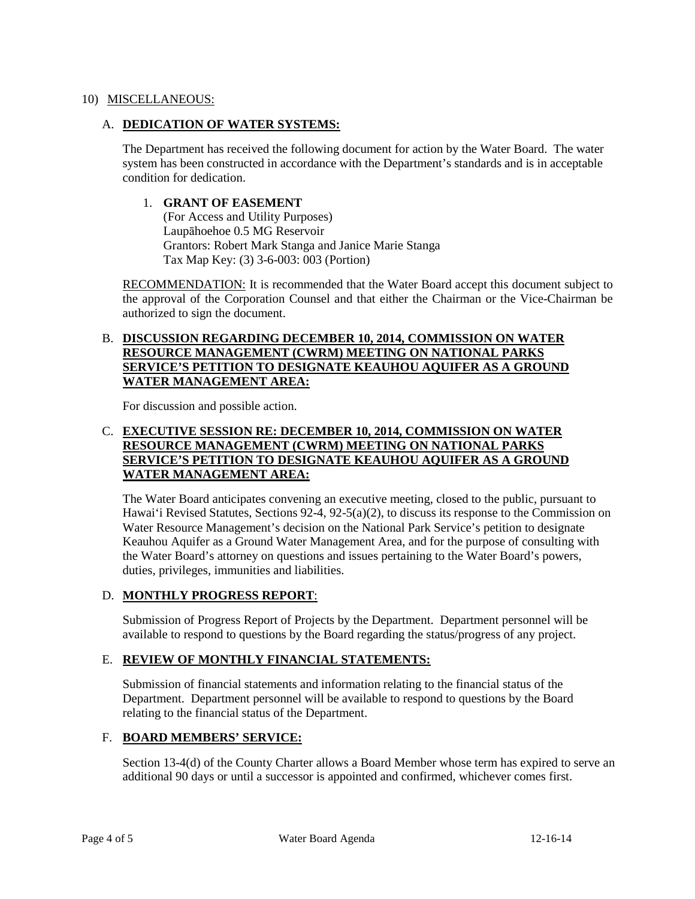10) MISCELLANEOUS:

A. **DEDICATION OF WATER SYSTEMS:**

The Department has received the following document for action by the Water Board. The water system has been constructed in accordance with the Department's standards and is in acceptable condition for dedication.

1. **GRANT OF EASEMENT**
   (For Access and Utility Purposes)
   Laupāhoehoe 0.5 MG Reservoir
   Grantors: Robert Mark Stanga and Janice Marie Stanga
   Tax Map Key: (3) 3-6-003: 003 (Portion)

RECOMMENDATION: It is recommended that the Water Board accept this document subject to the approval of the Corporation Counsel and that either the Chairman or the Vice-Chairman be authorized to sign the document.

B. **DISCUSSION REGARDING DECEMBER 10, 2014, COMMISSION ON WATER RESOURCE MANAGEMENT (CWRM) MEETING ON NATIONAL PARKS SERVICE'S PETITION TO DESIGNATE KEAUHOU AQUIFER AS A GROUND WATER MANAGEMENT AREA:**

For discussion and possible action.

C. **EXECUTIVE SESSION RE: DECEMBER 10, 2014, COMMISSION ON WATER RESOURCE MANAGEMENT (CWRM) MEETING ON NATIONAL PARKS SERVICE'S PETITION TO DESIGNATE KEAUHOU AQUIFER AS A GROUND WATER MANAGEMENT AREA:**

The Water Board anticipates convening an executive meeting, closed to the public, pursuant to Hawai'i Revised Statutes, Sections 92-4, 92-5(a)(2), to discuss its response to the Commission on Water Resource Management's decision on the National Park Service's petition to designate Keauhou Aquifer as a Ground Water Management Area, and for the purpose of consulting with the Water Board's attorney on questions and issues pertaining to the Water Board's powers, duties, privileges, immunities and liabilities.

D. **MONTHLY PROGRESS REPORT**:

Submission of Progress Report of Projects by the Department. Department personnel will be available to respond to questions by the Board regarding the status/progress of any project.

E. **REVIEW OF MONTHLY FINANCIAL STATEMENTS:**

Submission of financial statements and information relating to the financial status of the Department. Department personnel will be available to respond to questions by the Board relating to the financial status of the Department.

F. **BOARD MEMBERS' SERVICE:**

Section 13-4(d) of the County Charter allows a Board Member whose term has expired to serve an additional 90 days or until a successor is appointed and confirmed, whichever comes first.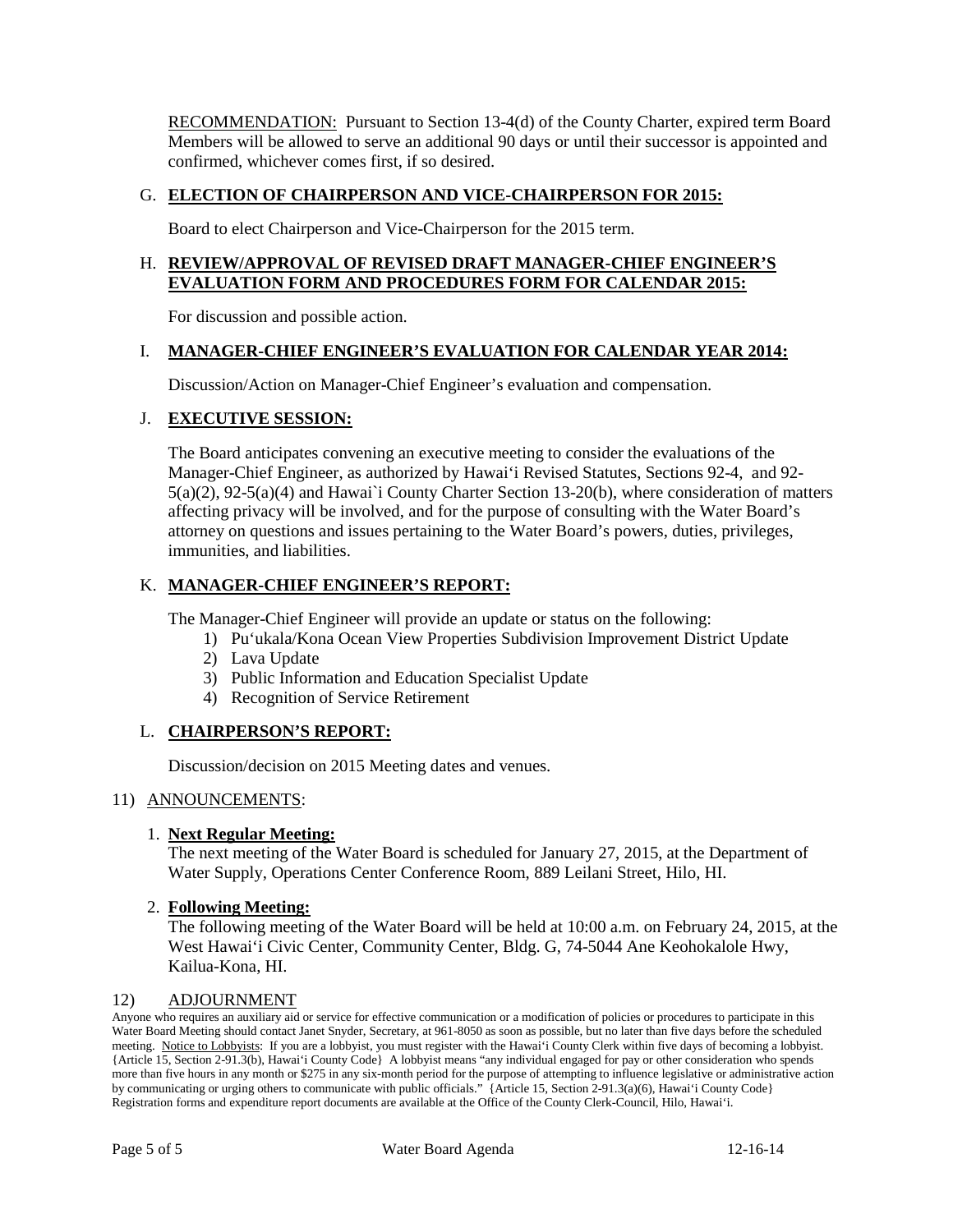RECOMMENDATION: Pursuant to Section 13-4(d) of the County Charter, expired term Board Members will be allowed to serve an additional 90 days or until their successor is appointed and confirmed, whichever comes first, if so desired.

G. **ELECTION OF CHAIRPERSON AND VICE-CHAIRPERSON FOR 2015:**

Board to elect Chairperson and Vice-Chairperson for the 2015 term.

H. **REVIEW/APPROVAL OF REVISED DRAFT MANAGER-CHIEF ENGINEER'S EVALUATION FORM AND PROCEDURES FORM FOR CALENDAR 2015:**

For discussion and possible action.

I. **MANAGER-CHIEF ENGINEER'S EVALUATION FOR CALENDAR YEAR 2014:**

Discussion/Action on Manager-Chief Engineer's evaluation and compensation.

J. **EXECUTIVE SESSION:**

The Board anticipates convening an executive meeting to consider the evaluations of the Manager-Chief Engineer, as authorized by Hawai'i Revised Statutes, Sections 92-4, and 92-5(a)(2), 92-5(a)(4) and Hawai`i County Charter Section 13-20(b), where consideration of matters affecting privacy will be involved, and for the purpose of consulting with the Water Board's attorney on questions and issues pertaining to the Water Board's powers, duties, privileges, immunities, and liabilities.

K. **MANAGER-CHIEF ENGINEER'S REPORT:**

The Manager-Chief Engineer will provide an update or status on the following:

1) Pu'ukala/Kona Ocean View Properties Subdivision Improvement District Update
2) Lava Update
3) Public Information and Education Specialist Update
4) Recognition of Service Retirement

L. **CHAIRPERSON'S REPORT:**

Discussion/decision on 2015 Meeting dates and venues.

11) ANNOUNCEMENTS:

1. **Next Regular Meeting:**
   The next meeting of the Water Board is scheduled for January 27, 2015, at the Department of Water Supply, Operations Center Conference Room, 889 Leilani Street, Hilo, HI.

2. **Following Meeting:**
   The following meeting of the Water Board will be held at 10:00 a.m. on February 24, 2015, at the West Hawai'i Civic Center, Community Center, Bldg. G, 74-5044 Ane Keohokalole Hwy, Kailua-Kona, HI.

12) ADJOURNMENT

Anyone who requires an auxiliary aid or service for effective communication or a modification of policies or procedures to participate in this Water Board Meeting should contact Janet Snyder, Secretary, at 961-8050 as soon as possible, but no later than five days before the scheduled meeting. Notice to Lobbyists: If you are a lobbyist, you must register with the Hawai'i County Clerk within five days of becoming a lobbyist. {Article 15, Section 2-91.3(b), Hawai'i County Code} A lobbyist means "any individual engaged for pay or other consideration who spends more than five hours in any month or $275 in any six-month period for the purpose of attempting to influence legislative or administrative action by communicating or urging others to communicate with public officials." {Article 15, Section 2-91.3(a)(6), Hawai'i County Code} Registration forms and expenditure report documents are available at the Office of the County Clerk-Council, Hilo, Hawai'i.